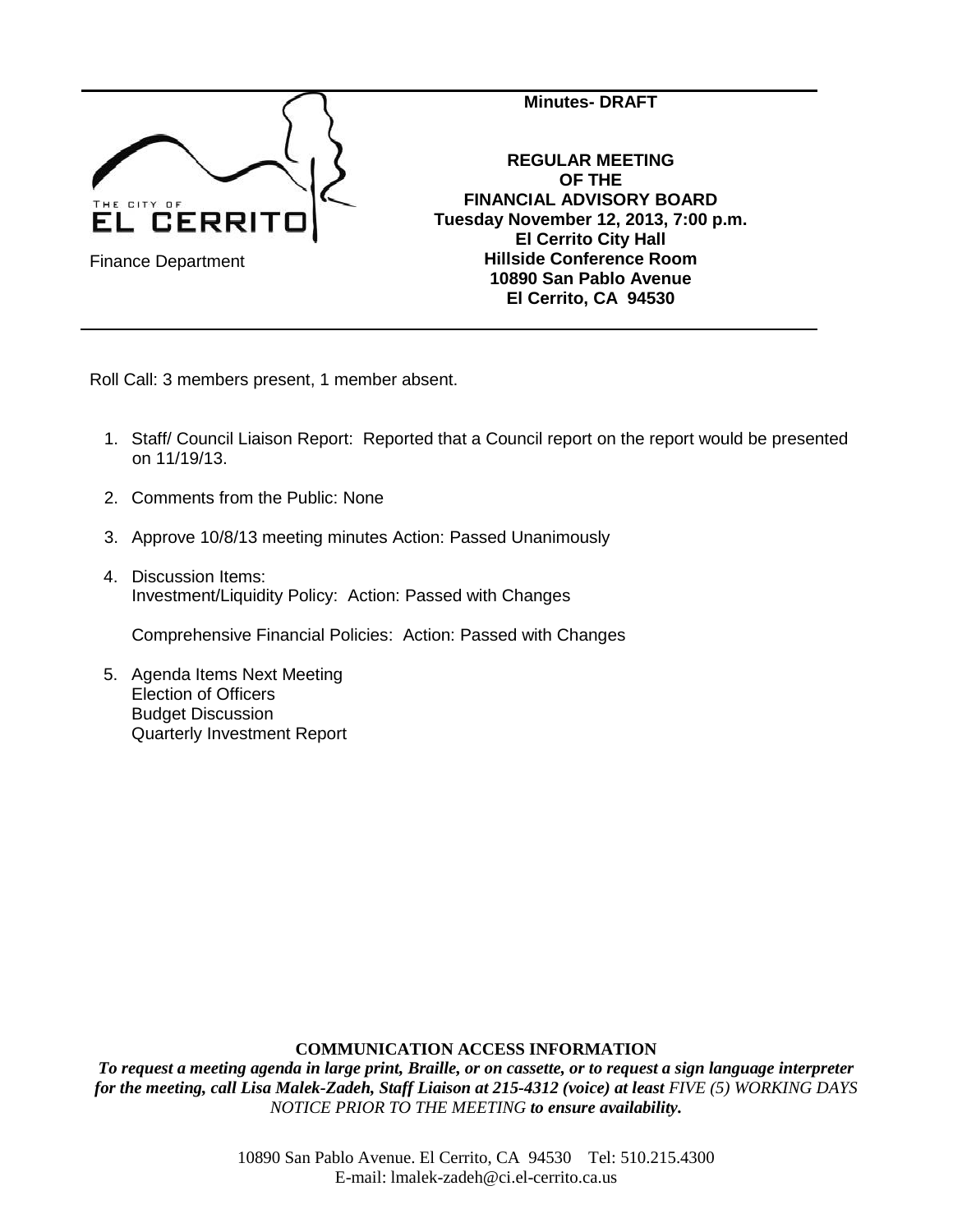THE CITY OF EL CERRITO

Finance Department

**Minutes- DRAFT**

**REGULAR MEETING OF THE FINANCIAL ADVISORY BOARD**
**Tuesday November 12, 2013, 7:00 p.m.**
**El Cerrito City Hall**
**Hillside Conference Room**
**10890 San Pablo Avenue**
**El Cerrito, CA 94530**

---

Roll Call: 3 members present, 1 member absent.

1. Staff/ Council Liaison Report: Reported that a Council report on the report would be presented on 11/19/13.

2. Comments from the Public: None

3. Approve 10/8/13 meeting minutes Action: Passed Unanimously

4. Discussion Items:
   Investment/Liquidity Policy: Action: Passed with Changes

   Comprehensive Financial Policies: Action: Passed with Changes

5. Agenda Items Next Meeting
   Election of Officers
   Budget Discussion
   Quarterly Investment Report

**COMMUNICATION ACCESS INFORMATION**

***To request a meeting agenda in large print, Braille, or on cassette, or to request a sign language interpreter for the meeting, call Lisa Malek-Zadeh, Staff Liaison at 215-4312 (voice) at least*** *FIVE (5) WORKING DAYS NOTICE PRIOR TO THE MEETING* ***to ensure availability.***

10890 San Pablo Avenue. El Cerrito, CA 94530 Tel: 510.215.4300
E-mail: lmalek-zadeh@ci.el-cerrito.ca.us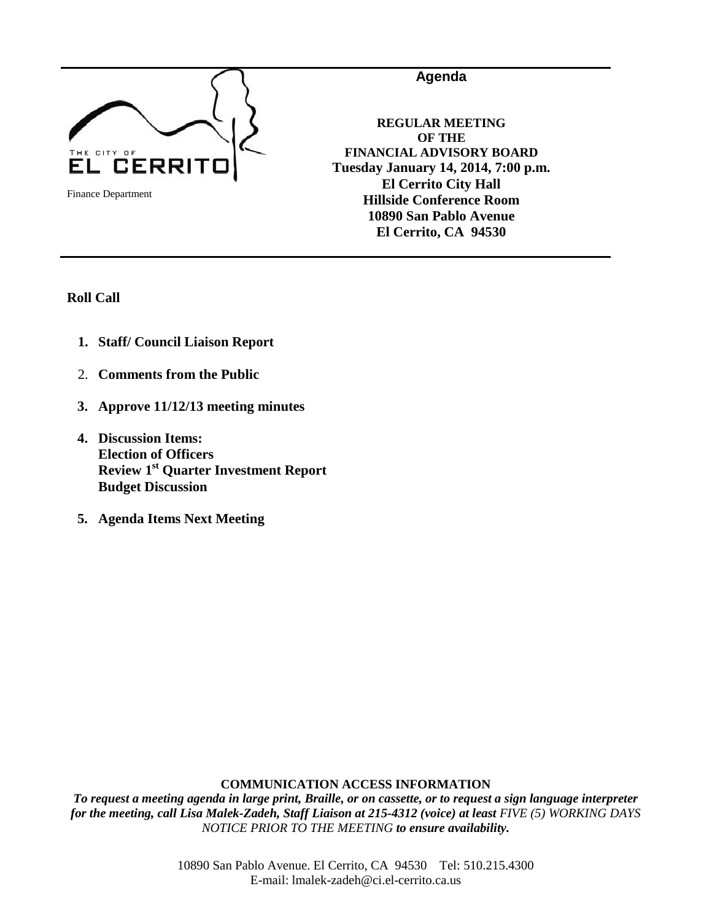THE CITY OF EL CERRITO

Finance Department

**Agenda**

**REGULAR MEETING**
**OF THE**
**FINANCIAL ADVISORY BOARD**
**Tuesday January 14, 2014, 7:00 p.m.**
**El Cerrito City Hall**
**Hillside Conference Room**
**10890 San Pablo Avenue**
**El Cerrito, CA 94530**

**Roll Call**

1. **Staff/ Council Liaison Report**
2. **Comments from the Public**
3. **Approve 11/12/13 meeting minutes**
4. **Discussion Items:**
   **Election of Officers**
   **Review 1st Quarter Investment Report**
   **Budget Discussion**
5. **Agenda Items Next Meeting**

**COMMUNICATION ACCESS INFORMATION**

***To request a meeting agenda in large print, Braille, or on cassette, or to request a sign language interpreter for the meeting, call Lisa Malek-Zadeh, Staff Liaison at 215-4312 (voice) at least*** *FIVE (5) WORKING DAYS NOTICE PRIOR TO THE MEETING* ***to ensure availability.***

10890 San Pablo Avenue. El Cerrito, CA 94530 Tel: 510.215.4300
E-mail: lmalek-zadeh@ci.el-cerrito.ca.us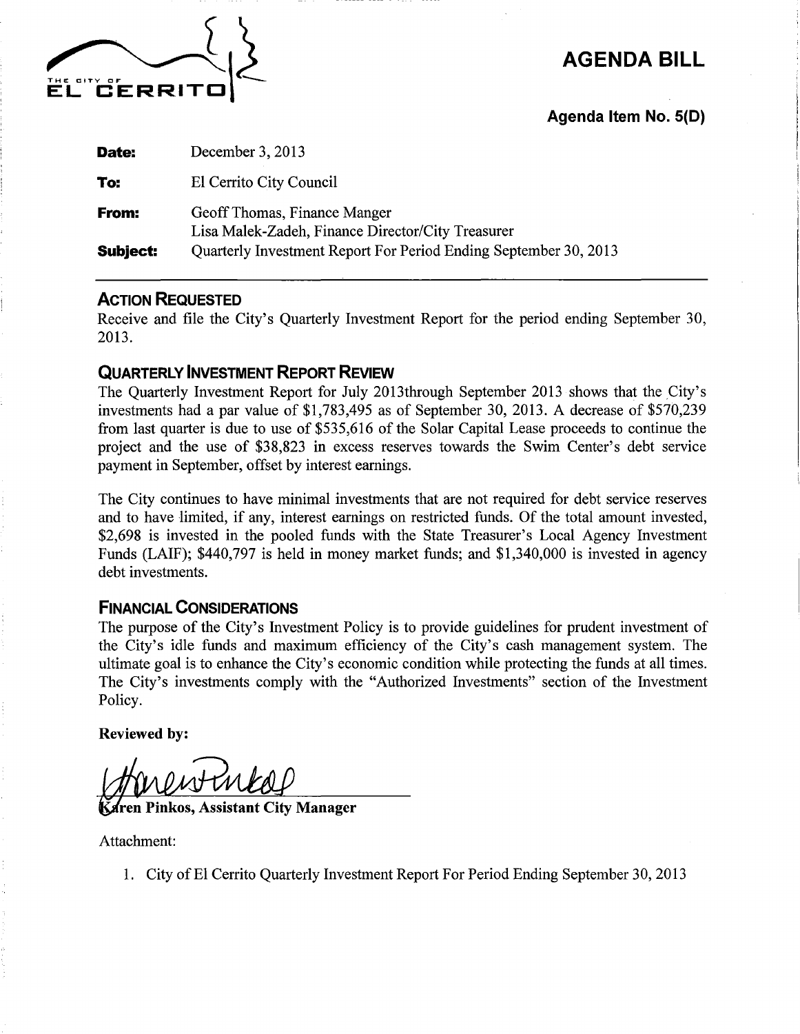THE CITY OF EL CERRITO

# AGENDA BILL

**Agenda Item No. 5(D)**

| | |
|---|---|
| **Date:** | December 3, 2013 |
| **To:** | El Cerrito City Council |
| **From:** | Geoff Thomas, Finance Manger<br>Lisa Malek-Zadeh, Finance Director/City Treasurer |
| **Subject:** | Quarterly Investment Report For Period Ending September 30, 2013 |

## ACTION REQUESTED

Receive and file the City's Quarterly Investment Report for the period ending September 30, 2013.

## QUARTERLY INVESTMENT REPORT REVIEW

The Quarterly Investment Report for July 2013through September 2013 shows that the City's investments had a par value of $1,783,495 as of September 30, 2013. A decrease of $570,239 from last quarter is due to use of $535,616 of the Solar Capital Lease proceeds to continue the project and the use of $38,823 in excess reserves towards the Swim Center's debt service payment in September, offset by interest earnings.

The City continues to have minimal investments that are not required for debt service reserves and to have limited, if any, interest earnings on restricted funds. Of the total amount invested, $2,698 is invested in the pooled funds with the State Treasurer's Local Agency Investment Funds (LAIF); $440,797 is held in money market funds; and $1,340,000 is invested in agency debt investments.

## FINANCIAL CONSIDERATIONS

The purpose of the City's Investment Policy is to provide guidelines for prudent investment of the City's idle funds and maximum efficiency of the City's cash management system. The ultimate goal is to enhance the City's economic condition while protecting the funds at all times. The City's investments comply with the "Authorized Investments" section of the Investment Policy.

**Reviewed by:**

**Karen Pinkos, Assistant City Manager**

Attachment:

1. City of El Cerrito Quarterly Investment Report For Period Ending September 30, 2013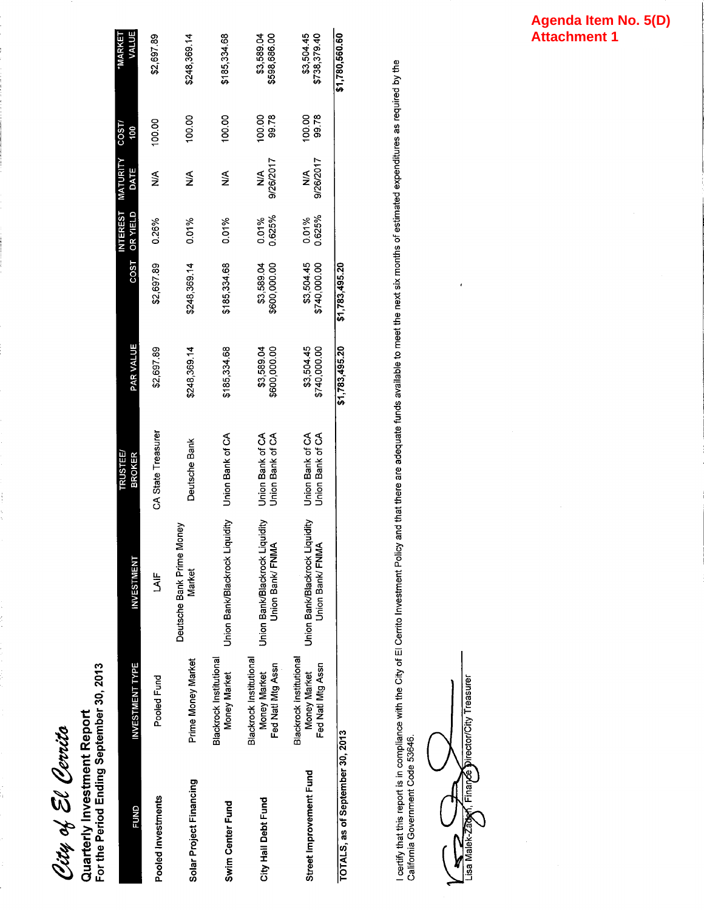**Agenda Item No. 5(D)**
**Attachment 1**

# City of El Cerrito

## Quarterly Investment Report
## For the Period Ending September 30, 2013

| FUND | INVESTMENT TYPE | INVESTMENT | TRUSTEE/ BROKER | PAR VALUE | COST | INTEREST OR YIELD | MATURITY DATE | COST/ 100 | *MARKET VALUE |
|---|---|---|---|---|---|---|---|---|---|
| Pooled Investments | Pooled Fund | LAIF | CA State Treasurer | $2,697.89 | $2,697.89 | 0.26% | N/A | 100.00 | $2,697.89 |
| Solar Project Financing | Prime Money Market | Deutsche Bank Prime Money Market | Deutsche Bank | $248,369.14 | $248,369.14 | 0.01% | N/A | 100.00 | $248,369.14 |
| Swim Center Fund | Blackrock Institutional Money Market | Union Bank/Blackrock Liquidity | Union Bank of CA | $185,334.68 | $185,334.68 | 0.01% | N/A | 100.00 | $185,334.68 |
| City Hall Debt Fund | Blackrock Institutional Money Market | Union Bank/Blackrock Liquidity | Union Bank of CA | $3,589.04 | $3,589.04 | 0.01% | N/A | 100.00 | $3,589.04 |
| | Fed Natl Mtg Assn | Union Bank/ FNMA | Union Bank of CA | $600,000.00 | $600,000.00 | 0.625% | 9/26/2017 | 99.78 | $598,686.00 |
| Street Improvement Fund | Blackrock Institutional Money Market | Union Bank/Blackrock Liquidity | Union Bank of CA | $3,504.45 | $3,504.45 | 0.01% | N/A | 100.00 | $3,504.45 |
| | Fed Natl Mtg Assn | Union Bank/ FNMA | Union Bank of CA | $740,000.00 | $740,000.00 | 0.625% | 9/26/2017 | 99.78 | $738,379.40 |
| **TOTALS, as of September 30, 2013** | | | | **$1,783,495.20** | **$1,783,495.20** | | | | **$1,780,560.60** |

I certify that this report is in compliance with the City of El Cerrito Investment Policy and that there are adequate funds available to meet the next six months of estimated expenditures as required by the California Government Code 53646.

Lisa Malek-Zadeh, Finance Director/City Treasurer